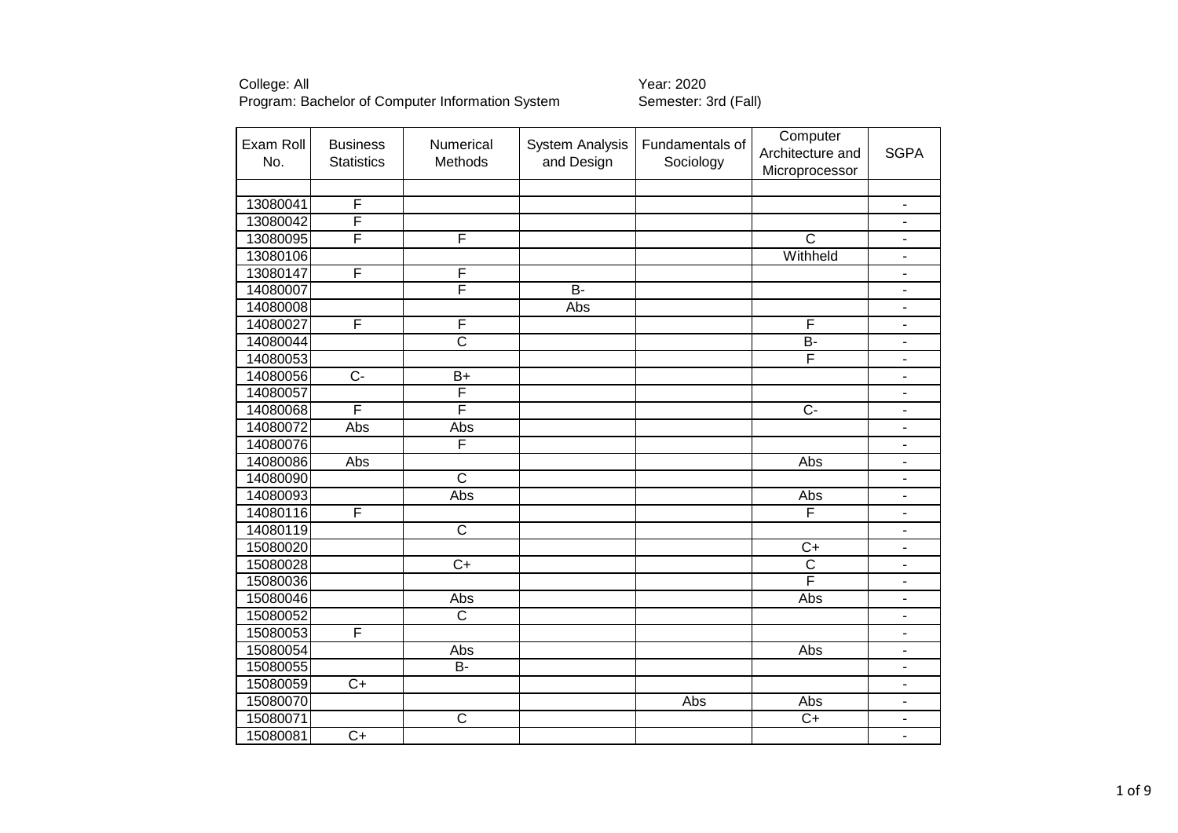College: All
Program: Bachelor of Computer Information System

Year: 2020
Semester: 3rd (Fall)

| Exam Roll No. | Business Statistics | Numerical Methods | System Analysis and Design | Fundamentals of Sociology | Computer Architecture and Microprocessor | SGPA |
|---|---|---|---|---|---|---|
| | | | | | | |
| 13080041 | F | | | | | - |
| 13080042 | F | | | | | - |
| 13080095 | F | F | | | C | - |
| 13080106 | | | | | Withheld | - |
| 13080147 | F | F | | | | - |
| 14080007 | | F | B- | | | - |
| 14080008 | | | Abs | | | - |
| 14080027 | F | F | | | F | - |
| 14080044 | | C | | | B- | - |
| 14080053 | | | | | F | - |
| 14080056 | C- | B+ | | | | - |
| 14080057 | | F | | | | - |
| 14080068 | F | F | | | C- | - |
| 14080072 | Abs | Abs | | | | - |
| 14080076 | | F | | | | - |
| 14080086 | Abs | | | | Abs | - |
| 14080090 | | C | | | | - |
| 14080093 | | Abs | | | Abs | - |
| 14080116 | F | | | | F | - |
| 14080119 | | C | | | | - |
| 15080020 | | | | | C+ | - |
| 15080028 | | C+ | | | C | - |
| 15080036 | | | | | F | - |
| 15080046 | | Abs | | | Abs | - |
| 15080052 | | C | | | | - |
| 15080053 | F | | | | | - |
| 15080054 | | Abs | | | Abs | - |
| 15080055 | | B- | | | | - |
| 15080059 | C+ | | | | | - |
| 15080070 | | | | Abs | Abs | - |
| 15080071 | | C | | | C+ | - |
| 15080081 | C+ | | | | | - |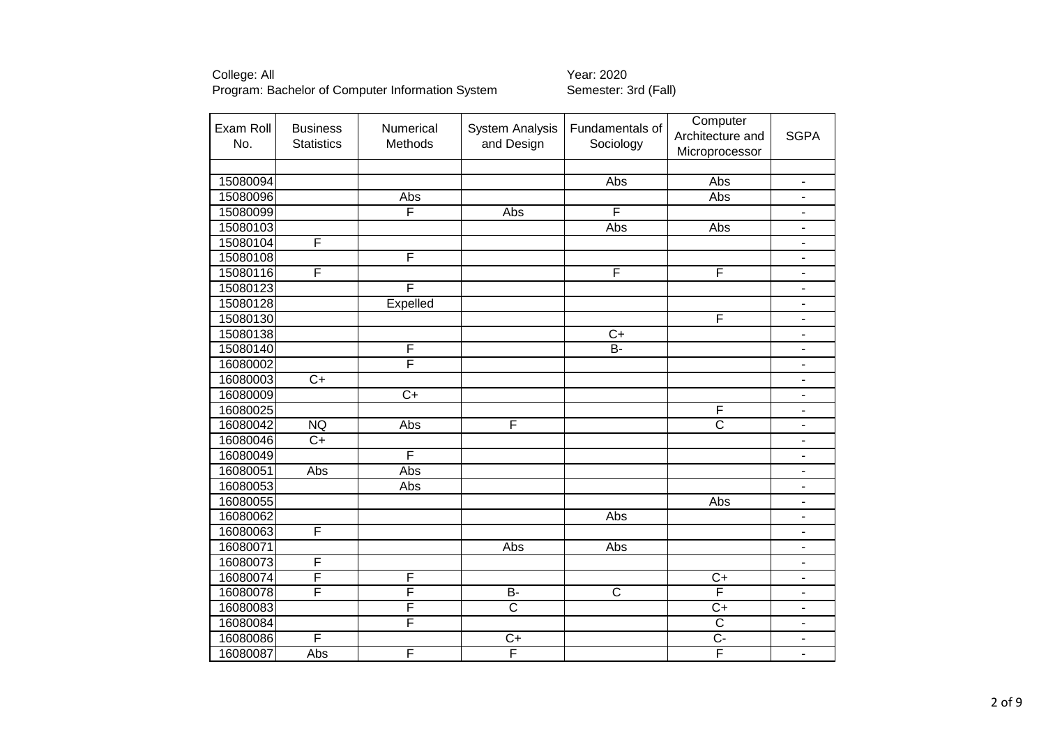College: All
Program: Bachelor of Computer Information System

Year: 2020
Semester: 3rd (Fall)

| Exam Roll No. | Business Statistics | Numerical Methods | System Analysis and Design | Fundamentals of Sociology | Computer Architecture and Microprocessor | SGPA |
|---|---|---|---|---|---|---|
| | | | | | | |
| 15080094 | | | | Abs | Abs | - |
| 15080096 | | Abs | | | Abs | - |
| 15080099 | | F | Abs | F | | - |
| 15080103 | | | | Abs | Abs | - |
| 15080104 | F | | | | | - |
| 15080108 | | F | | | | - |
| 15080116 | F | | | F | F | - |
| 15080123 | | F | | | | - |
| 15080128 | | Expelled | | | | - |
| 15080130 | | | | | F | - |
| 15080138 | | | | C+ | | - |
| 15080140 | | F | | B- | | - |
| 16080002 | | F | | | | - |
| 16080003 | C+ | | | | | - |
| 16080009 | | C+ | | | | - |
| 16080025 | | | | | F | - |
| 16080042 | NQ | Abs | F | | C | - |
| 16080046 | C+ | | | | | - |
| 16080049 | | F | | | | - |
| 16080051 | Abs | Abs | | | | - |
| 16080053 | | Abs | | | | - |
| 16080055 | | | | | Abs | - |
| 16080062 | | | | Abs | | - |
| 16080063 | F | | | | | - |
| 16080071 | | | Abs | Abs | | - |
| 16080073 | F | | | | | - |
| 16080074 | F | F | | | C+ | - |
| 16080078 | F | F | B- | C | F | - |
| 16080083 | | F | C | | C+ | - |
| 16080084 | | F | | | C | - |
| 16080086 | F | | C+ | | C- | - |
| 16080087 | Abs | F | F | | F | - |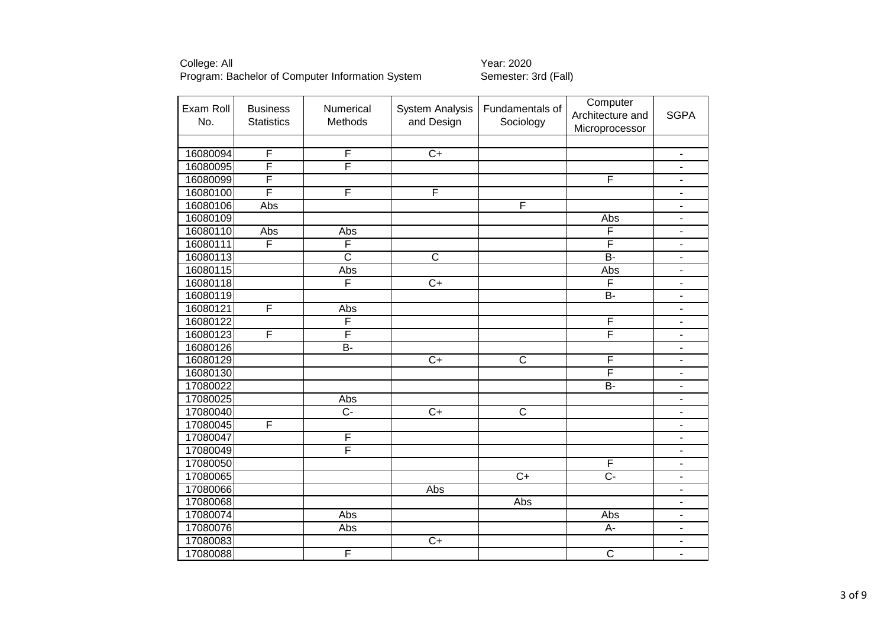College: All
Program: Bachelor of Computer Information System

Year: 2020
Semester: 3rd (Fall)

| Exam Roll No. | Business Statistics | Numerical Methods | System Analysis and Design | Fundamentals of Sociology | Computer Architecture and Microprocessor | SGPA |
|---|---|---|---|---|---|---|
| | | | | | | |
| 16080094 | F | F | C+ | | | - |
| 16080095 | F | F | | | | - |
| 16080099 | F | | | | F | - |
| 16080100 | F | F | F | | | - |
| 16080106 | Abs | | | F | | - |
| 16080109 | | | | | Abs | - |
| 16080110 | Abs | Abs | | | F | - |
| 16080111 | F | F | | | F | - |
| 16080113 | | C | C | | B- | - |
| 16080115 | | Abs | | | Abs | - |
| 16080118 | | F | C+ | | F | - |
| 16080119 | | | | | B- | - |
| 16080121 | F | Abs | | | | - |
| 16080122 | | F | | | F | - |
| 16080123 | F | F | | | F | - |
| 16080126 | | B- | | | | - |
| 16080129 | | | C+ | C | F | - |
| 16080130 | | | | | F | - |
| 17080022 | | | | | B- | - |
| 17080025 | | Abs | | | | - |
| 17080040 | | C- | C+ | C | | - |
| 17080045 | F | | | | | - |
| 17080047 | | F | | | | - |
| 17080049 | | F | | | | - |
| 17080050 | | | | | F | - |
| 17080065 | | | | C+ | C- | - |
| 17080066 | | | Abs | | | - |
| 17080068 | | | | Abs | | - |
| 17080074 | | Abs | | | Abs | - |
| 17080076 | | Abs | | | A- | - |
| 17080083 | | | C+ | | | - |
| 17080088 | | F | | | C | - |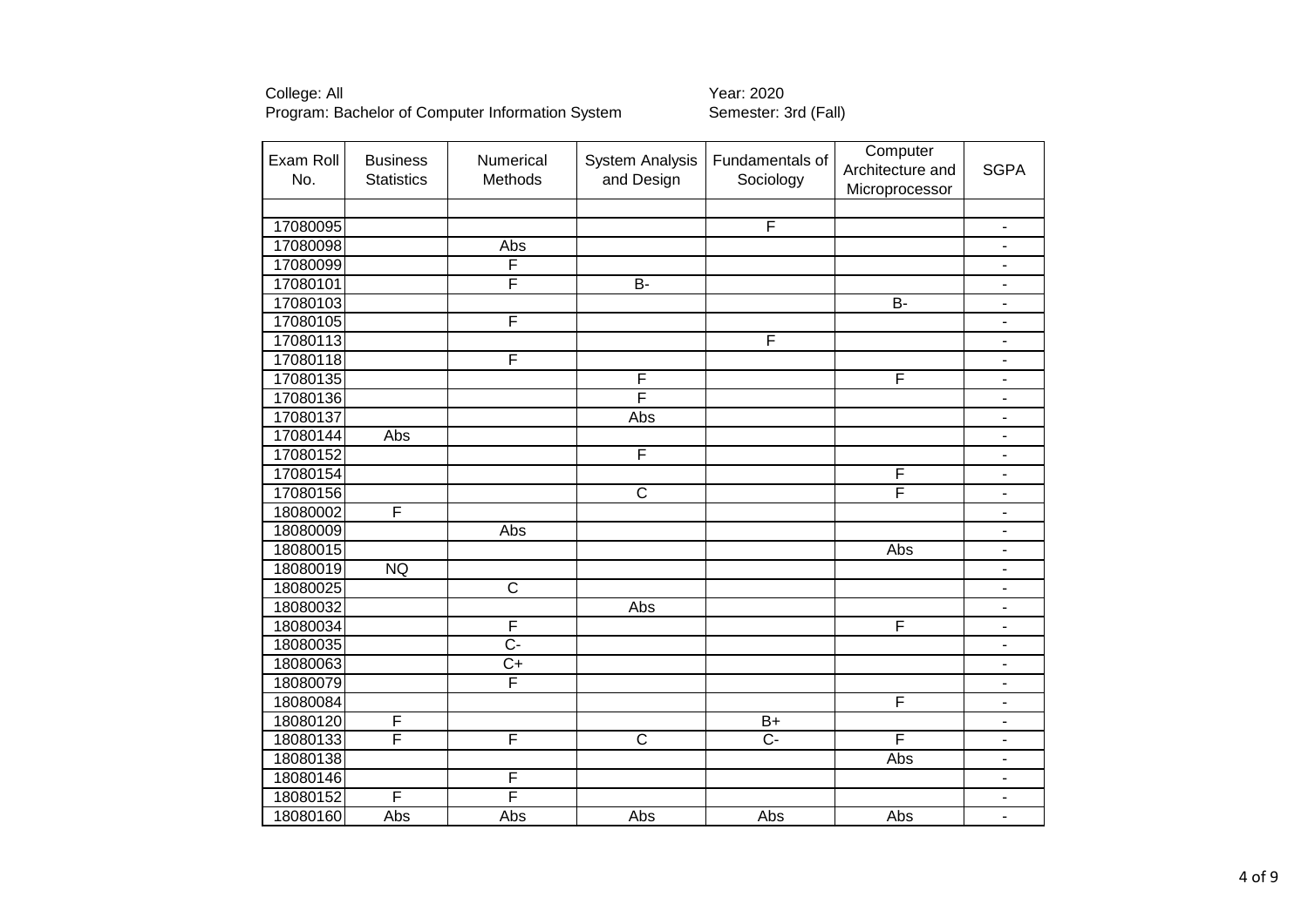College: All
Program: Bachelor of Computer Information System

Year: 2020
Semester: 3rd (Fall)

| Exam Roll No. | Business Statistics | Numerical Methods | System Analysis and Design | Fundamentals of Sociology | Computer Architecture and Microprocessor | SGPA |
|---|---|---|---|---|---|---|
| | | | | | | |
| 17080095 | | | | F | | - |
| 17080098 | | Abs | | | | - |
| 17080099 | | F | | | | - |
| 17080101 | | F | B- | | | - |
| 17080103 | | | | | B- | - |
| 17080105 | | F | | | | - |
| 17080113 | | | | F | | - |
| 17080118 | | F | | | | - |
| 17080135 | | | F | | F | - |
| 17080136 | | | F | | | - |
| 17080137 | | | Abs | | | - |
| 17080144 | Abs | | | | | - |
| 17080152 | | | F | | | - |
| 17080154 | | | | | F | - |
| 17080156 | | | C | | F | - |
| 18080002 | F | | | | | - |
| 18080009 | | Abs | | | | - |
| 18080015 | | | | | Abs | - |
| 18080019 | NQ | | | | | - |
| 18080025 | | C | | | | - |
| 18080032 | | | Abs | | | - |
| 18080034 | | F | | | F | - |
| 18080035 | | C- | | | | - |
| 18080063 | | C+ | | | | - |
| 18080079 | | F | | | | - |
| 18080084 | | | | | F | - |
| 18080120 | F | | | B+ | | - |
| 18080133 | F | F | C | C- | F | - |
| 18080138 | | | | | Abs | - |
| 18080146 | | F | | | | - |
| 18080152 | F | F | | | | - |
| 18080160 | Abs | Abs | Abs | Abs | Abs | - |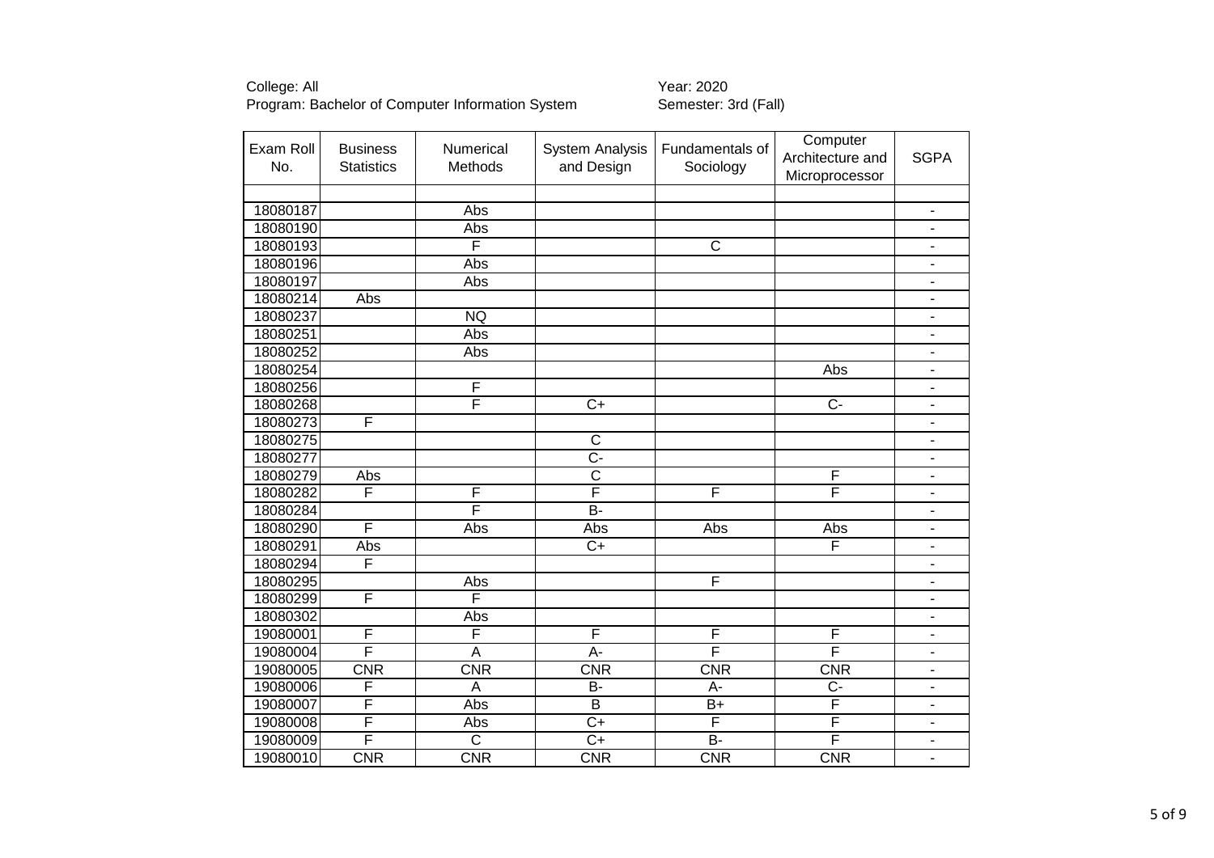College: All
Program: Bachelor of Computer Information System

Year: 2020
Semester: 3rd (Fall)

| Exam Roll No. | Business Statistics | Numerical Methods | System Analysis and Design | Fundamentals of Sociology | Computer Architecture and Microprocessor | SGPA |
|---|---|---|---|---|---|---|
| | | | | | | |
| 18080187 | | Abs | | | | - |
| 18080190 | | Abs | | | | - |
| 18080193 | | F | | C | | - |
| 18080196 | | Abs | | | | - |
| 18080197 | | Abs | | | | - |
| 18080214 | Abs | | | | | - |
| 18080237 | | NQ | | | | - |
| 18080251 | | Abs | | | | - |
| 18080252 | | Abs | | | | - |
| 18080254 | | | | | Abs | - |
| 18080256 | | F | | | | - |
| 18080268 | | F | C+ | | C- | - |
| 18080273 | F | | | | | - |
| 18080275 | | | C | | | - |
| 18080277 | | | C- | | | - |
| 18080279 | Abs | | C | | F | - |
| 18080282 | F | F | F | F | F | - |
| 18080284 | | F | B- | | | - |
| 18080290 | F | Abs | Abs | Abs | Abs | - |
| 18080291 | Abs | | C+ | | F | - |
| 18080294 | F | | | | | - |
| 18080295 | | Abs | | F | | - |
| 18080299 | F | F | | | | - |
| 18080302 | | Abs | | | | - |
| 19080001 | F | F | F | F | F | - |
| 19080004 | F | A | A- | F | F | - |
| 19080005 | CNR | CNR | CNR | CNR | CNR | - |
| 19080006 | F | A | B- | A- | C- | - |
| 19080007 | F | Abs | B | B+ | F | - |
| 19080008 | F | Abs | C+ | F | F | - |
| 19080009 | F | C | C+ | B- | F | - |
| 19080010 | CNR | CNR | CNR | CNR | CNR | - |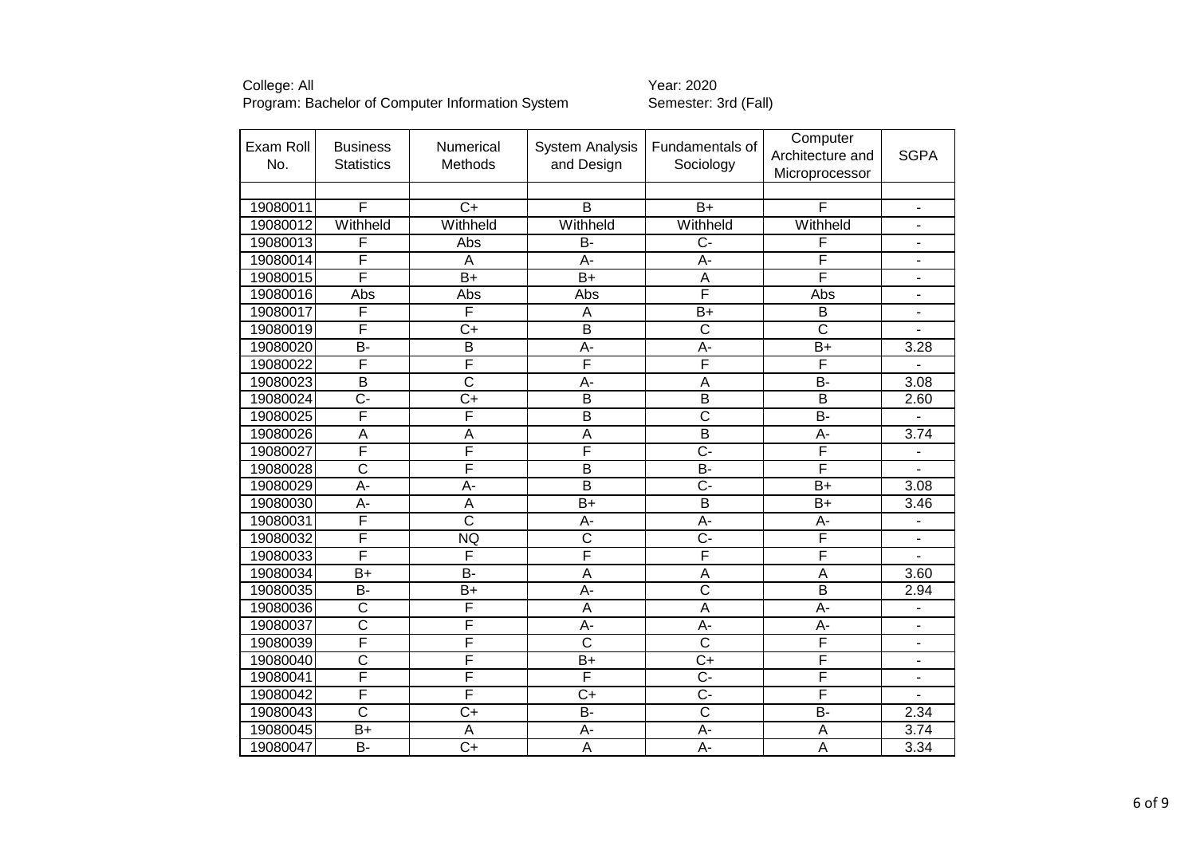College: All
Program: Bachelor of Computer Information System

Year: 2020
Semester: 3rd (Fall)

| Exam Roll No. | Business Statistics | Numerical Methods | System Analysis and Design | Fundamentals of Sociology | Computer Architecture and Microprocessor | SGPA |
|---|---|---|---|---|---|---|
| 19080011 | F | C+ | B | B+ | F | - |
| 19080012 | Withheld | Withheld | Withheld | Withheld | Withheld | - |
| 19080013 | F | Abs | B- | C- | F | - |
| 19080014 | F | A | A- | A- | F | - |
| 19080015 | F | B+ | B+ | A | F | - |
| 19080016 | Abs | Abs | Abs | F | Abs | - |
| 19080017 | F | F | A | B+ | B | - |
| 19080019 | F | C+ | B | C | C | - |
| 19080020 | B- | B | A- | A- | B+ | 3.28 |
| 19080022 | F | F | F | F | F | - |
| 19080023 | B | C | A- | A | B- | 3.08 |
| 19080024 | C- | C+ | B | B | B | 2.60 |
| 19080025 | F | F | B | C | B- | - |
| 19080026 | A | A | A | B | A- | 3.74 |
| 19080027 | F | F | F | C- | F | - |
| 19080028 | C | F | B | B- | F | - |
| 19080029 | A- | A- | B | C- | B+ | 3.08 |
| 19080030 | A- | A | B+ | B | B+ | 3.46 |
| 19080031 | F | C | A- | A- | A- | - |
| 19080032 | F | NQ | C | C- | F | - |
| 19080033 | F | F | F | F | F | - |
| 19080034 | B+ | B- | A | A | A | 3.60 |
| 19080035 | B- | B+ | A- | C | B | 2.94 |
| 19080036 | C | F | A | A | A- | - |
| 19080037 | C | F | A- | A- | A- | - |
| 19080039 | F | F | C | C | F | - |
| 19080040 | C | F | B+ | C+ | F | - |
| 19080041 | F | F | F | C- | F | - |
| 19080042 | F | F | C+ | C- | F | - |
| 19080043 | C | C+ | B- | C | B- | 2.34 |
| 19080045 | B+ | A | A- | A- | A | 3.74 |
| 19080047 | B- | C+ | A | A- | A | 3.34 |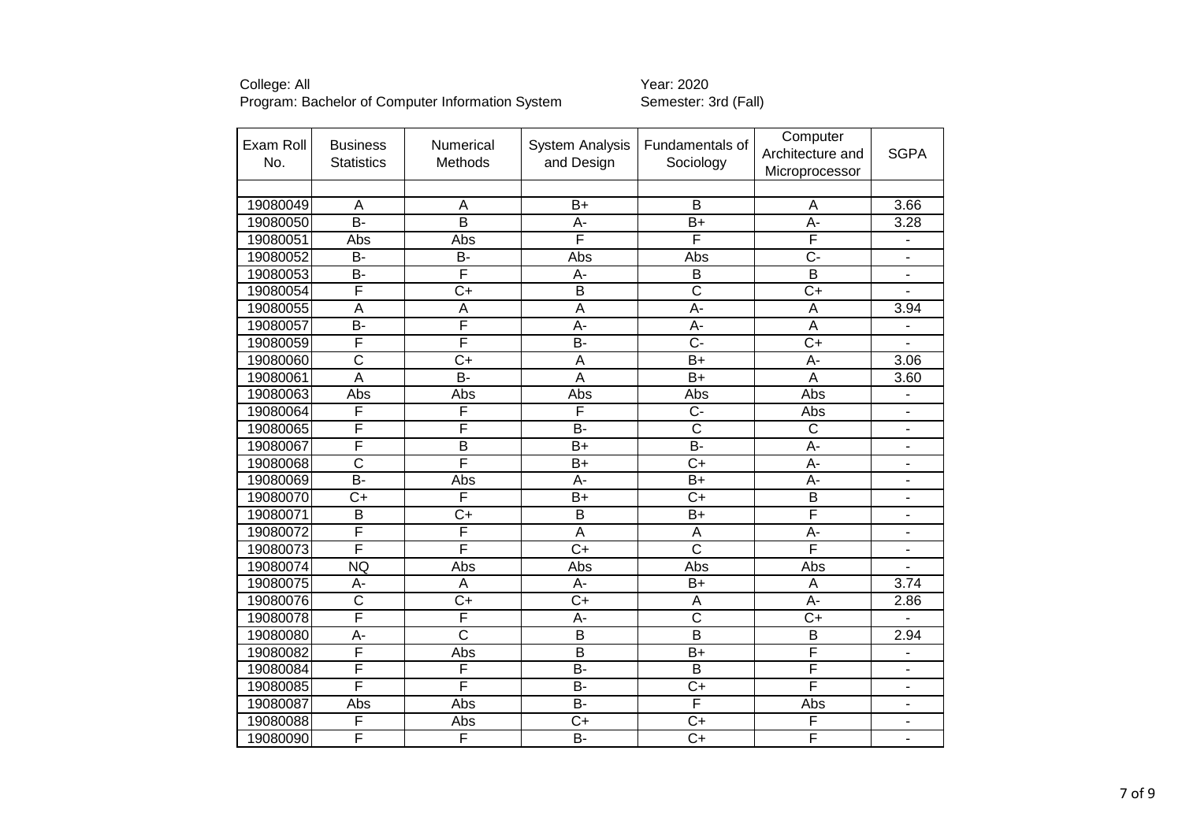College: All
Program: Bachelor of Computer Information System

Year: 2020
Semester: 3rd (Fall)

| Exam Roll No. | Business Statistics | Numerical Methods | System Analysis and Design | Fundamentals of Sociology | Computer Architecture and Microprocessor | SGPA |
|---|---|---|---|---|---|---|
| 19080049 | A | A | B+ | B | A | 3.66 |
| 19080050 | B- | B | A- | B+ | A- | 3.28 |
| 19080051 | Abs | Abs | F | F | F | - |
| 19080052 | B- | B- | Abs | Abs | C- | - |
| 19080053 | B- | F | A- | B | B | - |
| 19080054 | F | C+ | B | C | C+ | - |
| 19080055 | A | A | A | A- | A | 3.94 |
| 19080057 | B- | F | A- | A- | A | - |
| 19080059 | F | F | B- | C- | C+ | - |
| 19080060 | C | C+ | A | B+ | A- | 3.06 |
| 19080061 | A | B- | A | B+ | A | 3.60 |
| 19080063 | Abs | Abs | Abs | Abs | Abs | - |
| 19080064 | F | F | F | C- | Abs | - |
| 19080065 | F | F | B- | C | C | - |
| 19080067 | F | B | B+ | B- | A- | - |
| 19080068 | C | F | B+ | C+ | A- | - |
| 19080069 | B- | Abs | A- | B+ | A- | - |
| 19080070 | C+ | F | B+ | C+ | B | - |
| 19080071 | B | C+ | B | B+ | F | - |
| 19080072 | F | F | A | A | A- | - |
| 19080073 | F | F | C+ | C | F | - |
| 19080074 | NQ | Abs | Abs | Abs | Abs | - |
| 19080075 | A- | A | A- | B+ | A | 3.74 |
| 19080076 | C | C+ | C+ | A | A- | 2.86 |
| 19080078 | F | F | A- | C | C+ | - |
| 19080080 | A- | C | B | B | B | 2.94 |
| 19080082 | F | Abs | B | B+ | F | - |
| 19080084 | F | F | B- | B | F | - |
| 19080085 | F | F | B- | C+ | F | - |
| 19080087 | Abs | Abs | B- | F | Abs | - |
| 19080088 | F | Abs | C+ | C+ | F | - |
| 19080090 | F | F | B- | C+ | F | - |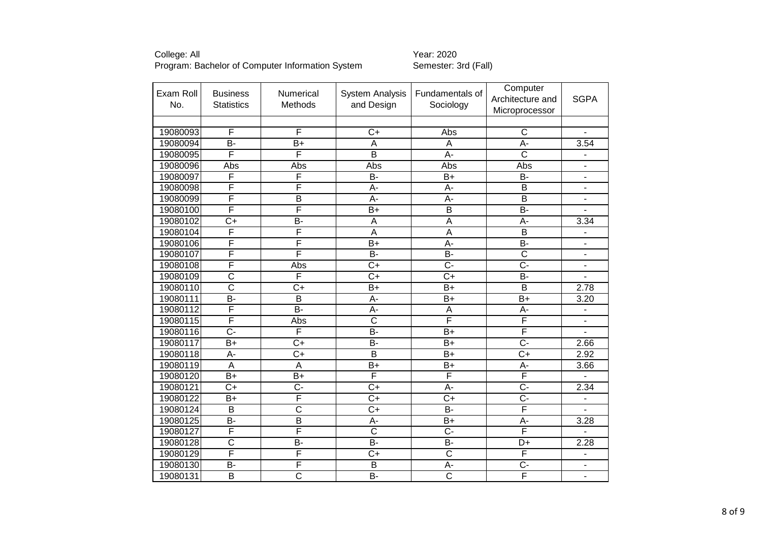College: All
Program: Bachelor of Computer Information System

Year: 2020
Semester: 3rd (Fall)

| Exam Roll No. | Business Statistics | Numerical Methods | System Analysis and Design | Fundamentals of Sociology | Computer Architecture and Microprocessor | SGPA |
|---|---|---|---|---|---|---|
| | | | | | | |
| 19080093 | F | F | C+ | Abs | C | - |
| 19080094 | B- | B+ | A | A | A- | 3.54 |
| 19080095 | F | F | B | A- | C | - |
| 19080096 | Abs | Abs | Abs | Abs | Abs | - |
| 19080097 | F | F | B- | B+ | B- | - |
| 19080098 | F | F | A- | A- | B | - |
| 19080099 | F | B | A- | A- | B | - |
| 19080100 | F | F | B+ | B | B- | - |
| 19080102 | C+ | B- | A | A | A- | 3.34 |
| 19080104 | F | F | A | A | B | - |
| 19080106 | F | F | B+ | A- | B- | - |
| 19080107 | F | F | B- | B- | C | - |
| 19080108 | F | Abs | C+ | C- | C- | - |
| 19080109 | C | F | C+ | C+ | B- | - |
| 19080110 | C | C+ | B+ | B+ | B | 2.78 |
| 19080111 | B- | B | A- | B+ | B+ | 3.20 |
| 19080112 | F | B- | A- | A | A- | - |
| 19080115 | F | Abs | C | F | F | - |
| 19080116 | C- | F | B- | B+ | F | - |
| 19080117 | B+ | C+ | B- | B+ | C- | 2.66 |
| 19080118 | A- | C+ | B | B+ | C+ | 2.92 |
| 19080119 | A | A | B+ | B+ | A- | 3.66 |
| 19080120 | B+ | B+ | F | F | F | - |
| 19080121 | C+ | C- | C+ | A- | C- | 2.34 |
| 19080122 | B+ | F | C+ | C+ | C- | - |
| 19080124 | B | C | C+ | B- | F | - |
| 19080125 | B- | B | A- | B+ | A- | 3.28 |
| 19080127 | F | F | C | C- | F | - |
| 19080128 | C | B- | B- | B- | D+ | 2.28 |
| 19080129 | F | F | C+ | C | F | - |
| 19080130 | B- | F | B | A- | C- | - |
| 19080131 | B | C | B- | C | F | - |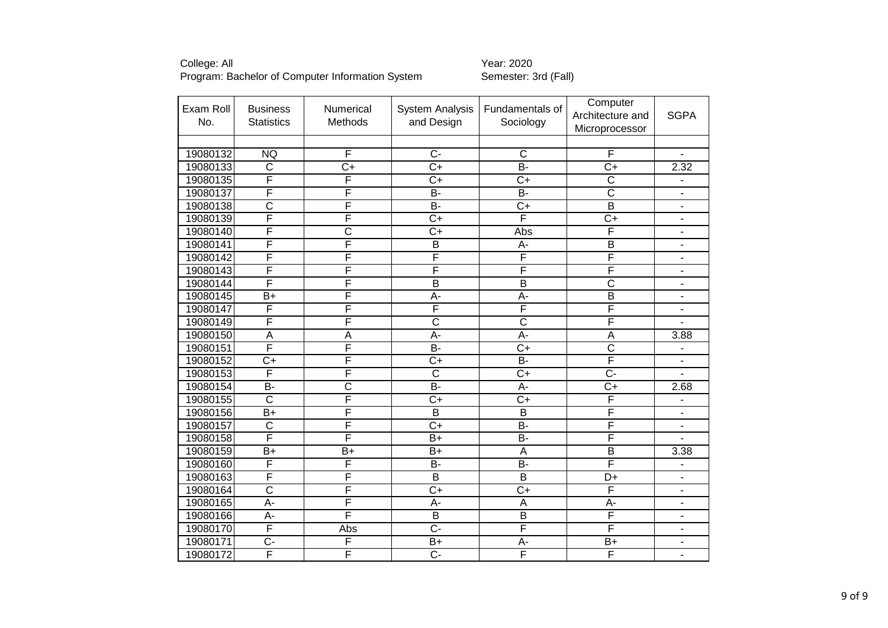College: All
Program: Bachelor of Computer Information System

Year: 2020
Semester: 3rd (Fall)

| Exam Roll No. | Business Statistics | Numerical Methods | System Analysis and Design | Fundamentals of Sociology | Computer Architecture and Microprocessor | SGPA |
|---|---|---|---|---|---|---|
| | | | | | | |
| 19080132 | NQ | F | C- | C | F | - |
| 19080133 | C | C+ | C+ | B- | C+ | 2.32 |
| 19080135 | F | F | C+ | C+ | C | - |
| 19080137 | F | F | B- | B- | C | - |
| 19080138 | C | F | B- | C+ | B | - |
| 19080139 | F | F | C+ | F | C+ | - |
| 19080140 | F | C | C+ | Abs | F | - |
| 19080141 | F | F | B | A- | B | - |
| 19080142 | F | F | F | F | F | - |
| 19080143 | F | F | F | F | F | - |
| 19080144 | F | F | B | B | C | - |
| 19080145 | B+ | F | A- | A- | B | - |
| 19080147 | F | F | F | F | F | - |
| 19080149 | F | F | C | C | F | - |
| 19080150 | A | A | A- | A- | A | 3.88 |
| 19080151 | F | F | B- | C+ | C | - |
| 19080152 | C+ | F | C+ | B- | F | - |
| 19080153 | F | F | C | C+ | C- | - |
| 19080154 | B- | C | B- | A- | C+ | 2.68 |
| 19080155 | C | F | C+ | C+ | F | - |
| 19080156 | B+ | F | B | B | F | - |
| 19080157 | C | F | C+ | B- | F | - |
| 19080158 | F | F | B+ | B- | F | - |
| 19080159 | B+ | B+ | B+ | A | B | 3.38 |
| 19080160 | F | F | B- | B- | F | - |
| 19080163 | F | F | B | B | D+ | - |
| 19080164 | C | F | C+ | C+ | F | - |
| 19080165 | A- | F | A- | A | A- | - |
| 19080166 | A- | F | B | B | F | - |
| 19080170 | F | Abs | C- | F | F | - |
| 19080171 | C- | F | B+ | A- | B+ | - |
| 19080172 | F | F | C- | F | F | - |